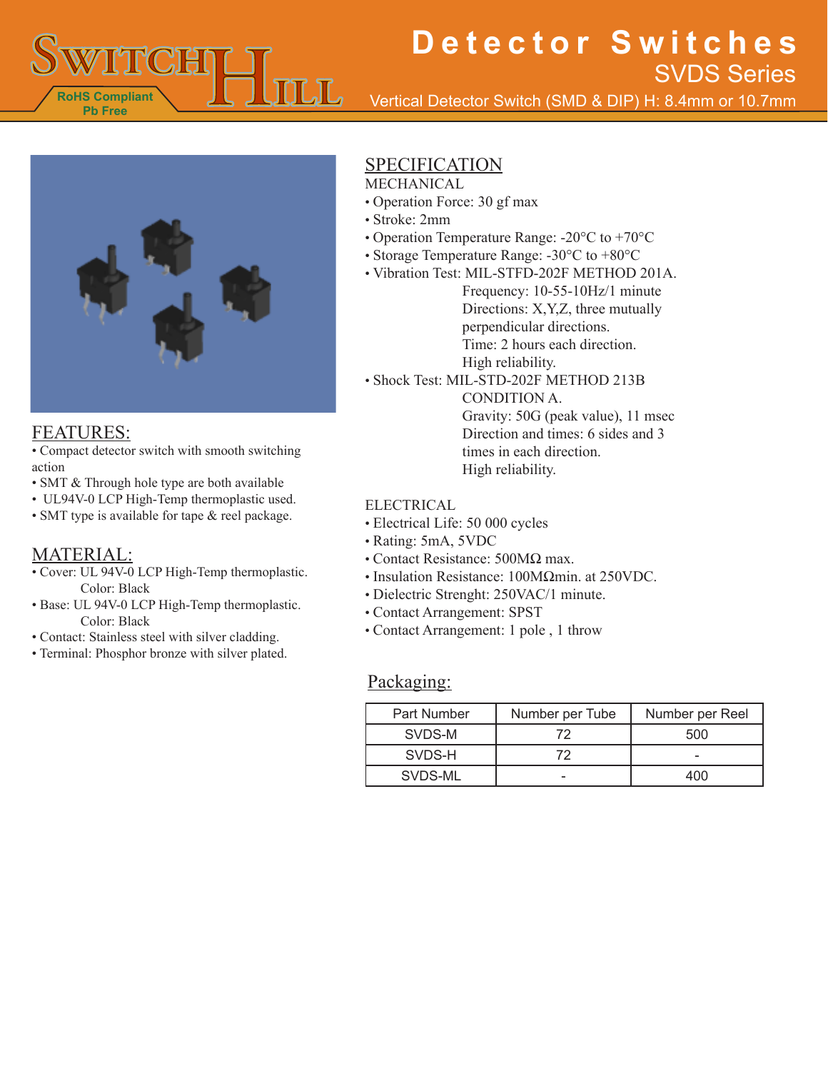# Detector Switches

## SVDS Series

Vertical Detector Switch (SMD & DIP) H: 8.4mm or 10.7mm

RoHS Compliant
Pb Free

## FEATURES:

- Compact detector switch with smooth switching action
- SMT & Through hole type are both available
- UL94V-0 LCP High-Temp thermoplastic used.
- SMT type is available for tape & reel package.

## MATERIAL:

- Cover: UL 94V-0 LCP High-Temp thermoplastic.
  Color: Black
- Base: UL 94V-0 LCP High-Temp thermoplastic.
  Color: Black
- Contact: Stainless steel with silver cladding.
- Terminal: Phosphor bronze with silver plated.

## SPECIFICATION

MECHANICAL

- Operation Force: 30 gf max
- Stroke: 2mm
- Operation Temperature Range: -20°C to +70°C
- Storage Temperature Range: -30°C to +80°C
- Vibration Test: MIL-STFD-202F METHOD 201A.
  Frequency: 10-55-10Hz/1 minute
  Directions: X,Y,Z, three mutually perpendicular directions.
  Time: 2 hours each direction.
  High reliability.
- Shock Test: MIL-STD-202F METHOD 213B CONDITION A.
  Gravity: 50G (peak value), 11 msec
  Direction and times: 6 sides and 3 times in each direction.
  High reliability.

ELECTRICAL

- Electrical Life: 50 000 cycles
- Rating: 5mA, 5VDC
- Contact Resistance: 500MΩ max.
- Insulation Resistance: 100MΩmin. at 250VDC.
- Dielectric Strenght: 250VAC/1 minute.
- Contact Arrangement: SPST
- Contact Arrangement: 1 pole , 1 throw

## Packaging:

| Part Number | Number per Tube | Number per Reel |
|---|---|---|
| SVDS-M | 72 | 500 |
| SVDS-H | 72 | - |
| SVDS-ML | - | 400 |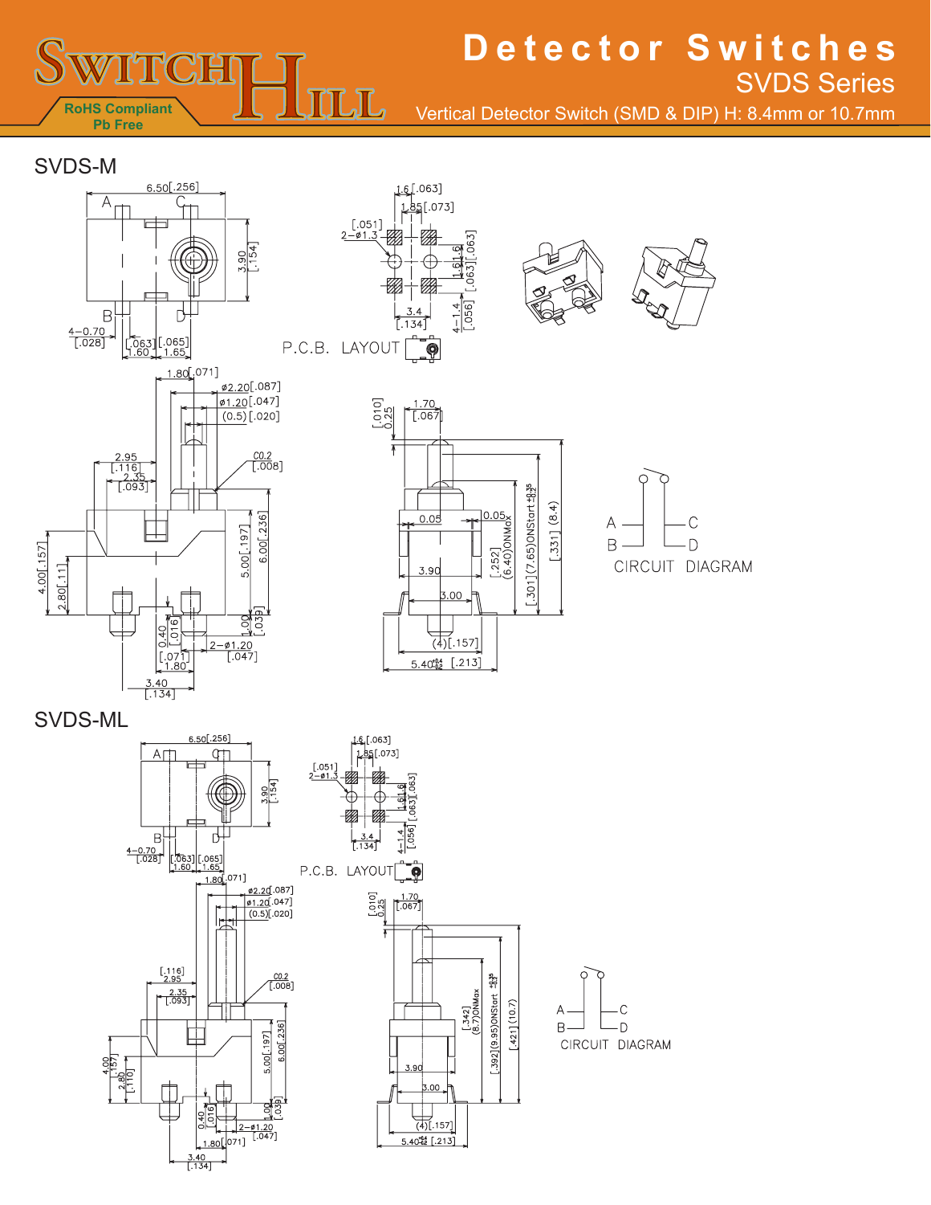# Detector Switches

## SVDS Series

Vertical Detector Switch (SMD & DIP) H: 8.4mm or 10.7mm

RoHS Compliant
Pb Free

## SVDS-M

P.C.B. LAYOUT

CIRCUIT DIAGRAM

## SVDS-ML

P.C.B. LAYOUT

CIRCUIT DIAGRAM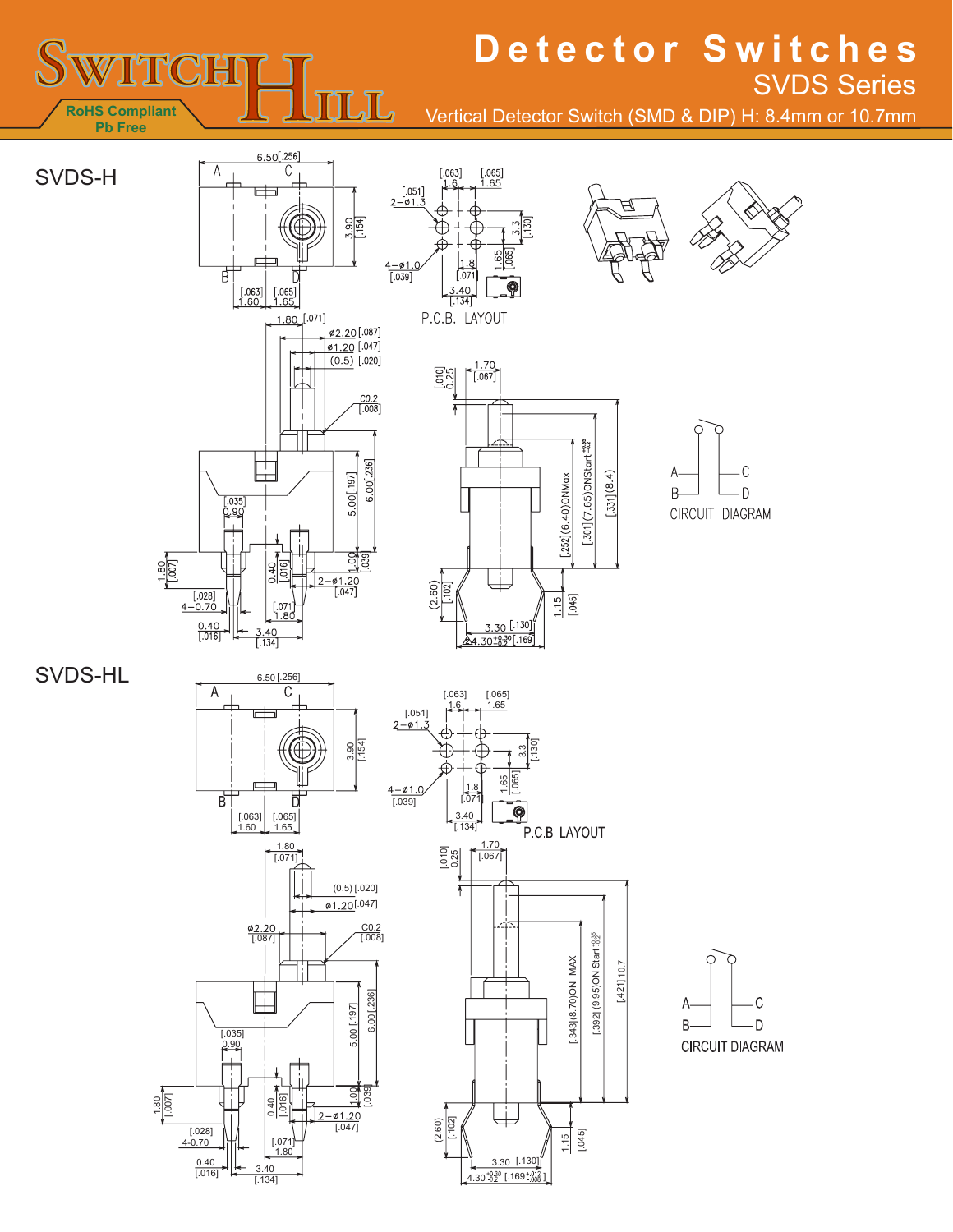# Detector Switches

## SVDS Series

Vertical Detector Switch (SMD & DIP) H: 8.4mm or 10.7mm

RoHS Compliant
Pb Free

## SVDS-H

6.50[.256]

A C B D

3.90 [.154]

[.063] 1.60 [.065] 1.65

[.063] 1.6 [.065] 1.65

[.051] 2−ø1.3

3.3 [.130]

4−ø1.0 [.039]

1.8 [.071]

1.65 [.065]

3.40 [.134]

P.C.B. LAYOUT

1.80 [.071]

ø2.20 [.087]

ø1.20 [.047]

(0.5) [.020]

C0.2 [.008]

[.035] 0.90

5.00 [.197]

6.00 [.236]

1.00 [.039]

0.40 [.016]

2−ø1.20 [.047]

1.80 [.007]

[.028] 4−0.70

[.071] 1.80

0.40 [.016]

3.40 [.134]

[.010] 0.25

1.70 [.067]

[.252](6.40)ONMax

[.301](7.65)ONStart $^{+0.35}_{-0.2}$

[.331](8.4)

(2.60) [.102]

1.15 [.045]

3.30 [.130]

4.30 $^{+0.30}_{-0.2}$ [.169]

A C
B D
CIRCUIT DIAGRAM

## SVDS-HL

6.50 [.256]

A C B D

3.90 [.154]

[.063] 1.60 [.065] 1.65

[.063] 1.6 [.065] 1.65

[.051] 2−ø1.3

3.3 [.130]

4−ø1.0 [.039]

1.8 [.071]

1.65 [.065]

3.40 [.134]

P.C.B. LAYOUT

1.80 [.071]

(0.5) [.020]

ø1.20 [.047]

ø2.20 [.087]

C0.2 [.008]

[.035] 0.90

5.00 [.197]

6.00 [.236]

1.00 [.039]

0.40 [.016]

2−ø1.20 [.047]

1.80 [.007]

[.028] 4-0.70

[.071] 1.80

0.40 [.016]

3.40 [.134]

[.010] 0.25

1.70 [.067]

[.343](8.70)ON MAX

[.392] (9.95)ON Start $^{+0.35}_{-0.2}$

[.421] 10.7

(2.60) [.102]

1.15 [.045]

3.30 [.130]

4.30 $^{+0.30}_{-0.2}$ [.169 $^{+.012}_{-.008}$]

A C
B D
CIRCUIT DIAGRAM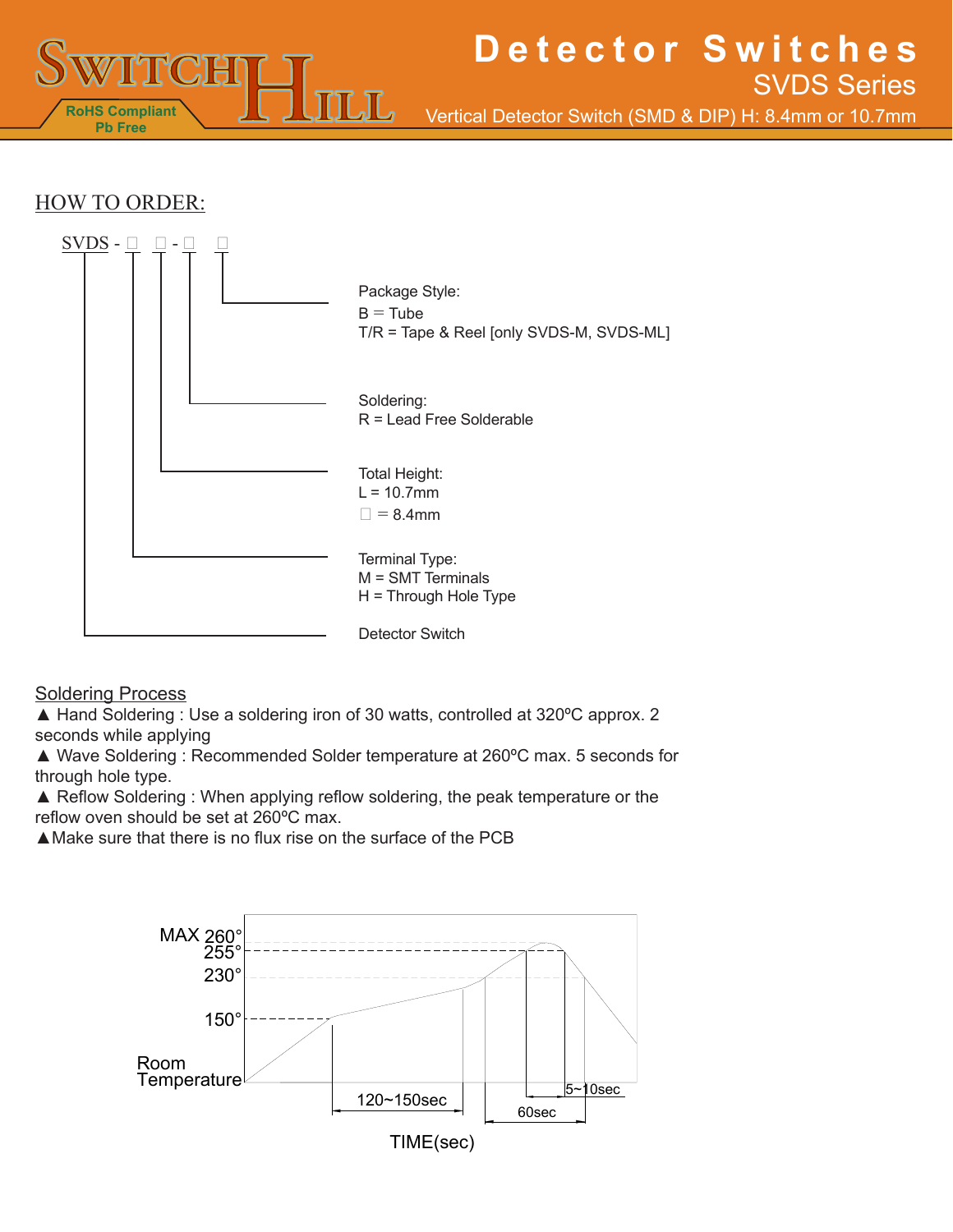# Detector Switches

## SVDS Series

Vertical Detector Switch (SMD & DIP) H: 8.4mm or 10.7mm

RoHS Compliant
Pb Free

## HOW TO ORDER:

SVDS - □ □ - □ □

Package Style:
B = Tube
T/R = Tape & Reel [only SVDS-M, SVDS-ML]

Soldering:
R = Lead Free Solderable

Total Height:
L = 10.7mm
□ = 8.4mm

Terminal Type:
M = SMT Terminals
H = Through Hole Type

Detector Switch

## Soldering Process

▲ Hand Soldering : Use a soldering iron of 30 watts, controlled at 320ºC approx. 2 seconds while applying

▲ Wave Soldering : Recommended Solder temperature at 260ºC max. 5 seconds for through hole type.

▲ Reflow Soldering : When applying reflow soldering, the peak temperature or the reflow oven should be set at 260ºC max.

▲Make sure that there is no flux rise on the surface of the PCB

MAX 260°
255°
230°
150°
Room Temperature
120~150sec
60sec
5~10sec
TIME(sec)